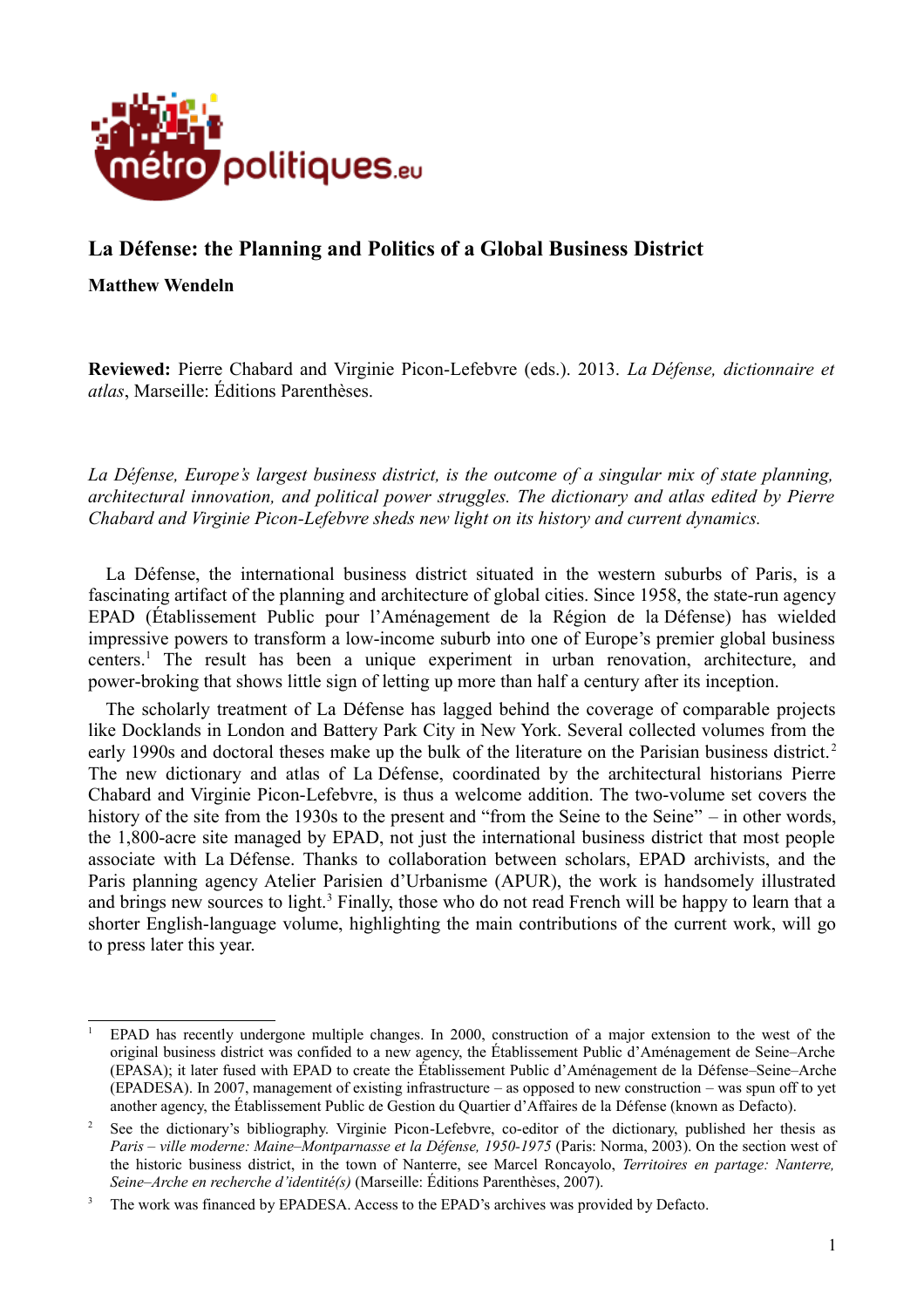# La Défense: the Planning and Politics of a Global Business District

**Matthew Wendeln**

**Reviewed:** Pierre Chabard and Virginie Picon-Lefebvre (eds.). 2013. *La Défense, dictionnaire et atlas*, Marseille: Éditions Parenthèses.

*La Défense, Europe's largest business district, is the outcome of a singular mix of state planning, architectural innovation, and political power struggles. The dictionary and atlas edited by Pierre Chabard and Virginie Picon-Lefebvre sheds new light on its history and current dynamics.*

La Défense, the international business district situated in the western suburbs of Paris, is a fascinating artifact of the planning and architecture of global cities. Since 1958, the state-run agency EPAD (Établissement Public pour l'Aménagement de la Région de la Défense) has wielded impressive powers to transform a low-income suburb into one of Europe's premier global business centers.[1] The result has been a unique experiment in urban renovation, architecture, and power-broking that shows little sign of letting up more than half a century after its inception.

The scholarly treatment of La Défense has lagged behind the coverage of comparable projects like Docklands in London and Battery Park City in New York. Several collected volumes from the early 1990s and doctoral theses make up the bulk of the literature on the Parisian business district.[2] The new dictionary and atlas of La Défense, coordinated by the architectural historians Pierre Chabard and Virginie Picon-Lefebvre, is thus a welcome addition. The two-volume set covers the history of the site from the 1930s to the present and "from the Seine to the Seine" – in other words, the 1,800-acre site managed by EPAD, not just the international business district that most people associate with La Défense. Thanks to collaboration between scholars, EPAD archivists, and the Paris planning agency Atelier Parisien d'Urbanisme (APUR), the work is handsomely illustrated and brings new sources to light.[3] Finally, those who do not read French will be happy to learn that a shorter English-language volume, highlighting the main contributions of the current work, will go to press later this year.

---

[1] EPAD has recently undergone multiple changes. In 2000, construction of a major extension to the west of the original business district was confided to a new agency, the Établissement Public d'Aménagement de Seine–Arche (EPASA); it later fused with EPAD to create the Établissement Public d'Aménagement de la Défense–Seine–Arche (EPADESA). In 2007, management of existing infrastructure – as opposed to new construction – was spun off to yet another agency, the Établissement Public de Gestion du Quartier d'Affaires de la Défense (known as Defacto).

[2] See the dictionary's bibliography. Virginie Picon-Lefebvre, co-editor of the dictionary, published her thesis as *Paris – ville moderne: Maine–Montparnasse et la Défense, 1950-1975* (Paris: Norma, 2003). On the section west of the historic business district, in the town of Nanterre, see Marcel Roncayolo, *Territoires en partage: Nanterre, Seine–Arche en recherche d'identité(s)* (Marseille: Éditions Parenthèses, 2007).

[3] The work was financed by EPADESA. Access to the EPAD's archives was provided by Defacto.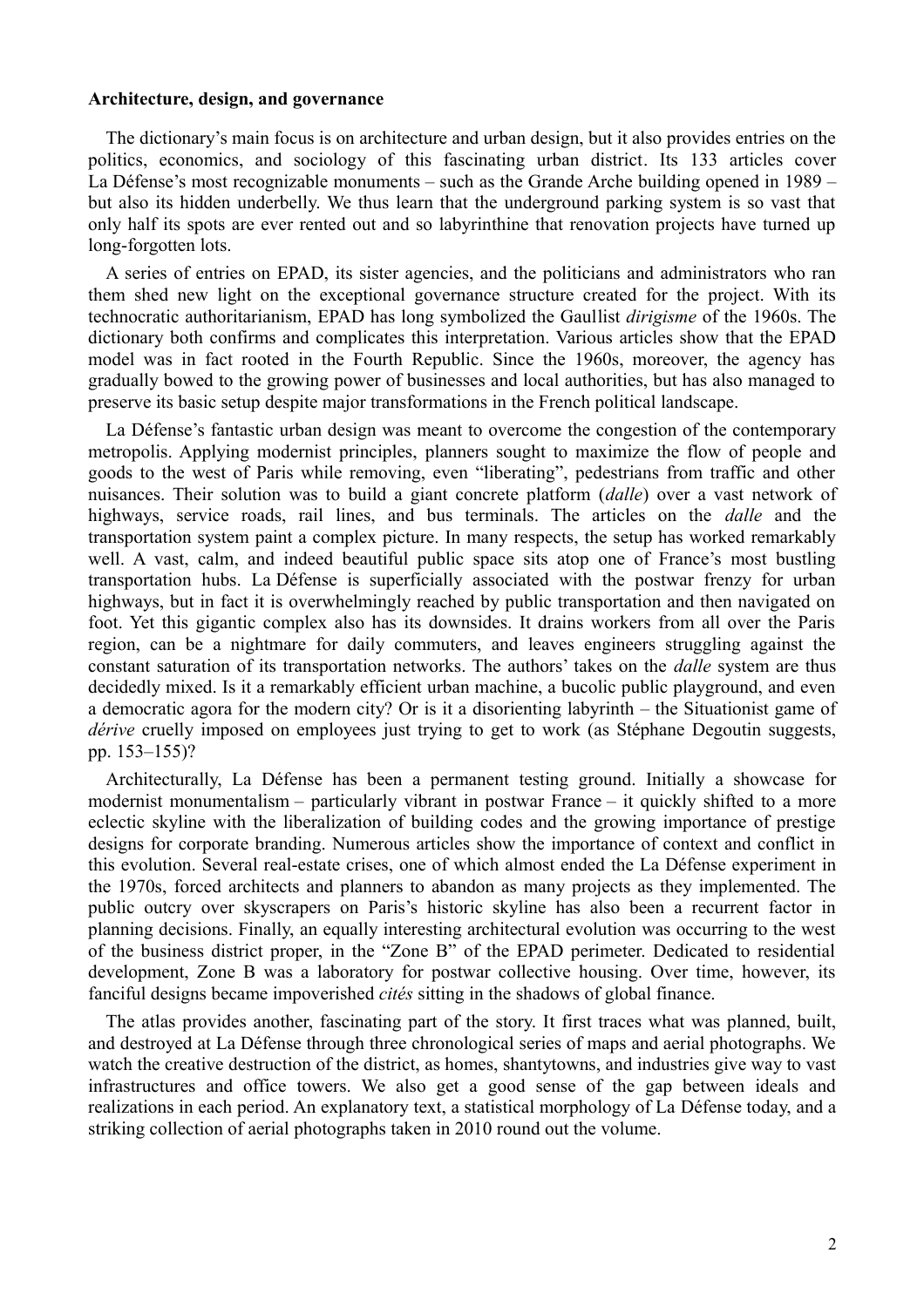**Architecture, design, and governance**

The dictionary's main focus is on architecture and urban design, but it also provides entries on the politics, economics, and sociology of this fascinating urban district. Its 133 articles cover La Défense's most recognizable monuments – such as the Grande Arche building opened in 1989 – but also its hidden underbelly. We thus learn that the underground parking system is so vast that only half its spots are ever rented out and so labyrinthine that renovation projects have turned up long-forgotten lots.

A series of entries on EPAD, its sister agencies, and the politicians and administrators who ran them shed new light on the exceptional governance structure created for the project. With its technocratic authoritarianism, EPAD has long symbolized the Gaullist *dirigisme* of the 1960s. The dictionary both confirms and complicates this interpretation. Various articles show that the EPAD model was in fact rooted in the Fourth Republic. Since the 1960s, moreover, the agency has gradually bowed to the growing power of businesses and local authorities, but has also managed to preserve its basic setup despite major transformations in the French political landscape.

La Défense's fantastic urban design was meant to overcome the congestion of the contemporary metropolis. Applying modernist principles, planners sought to maximize the flow of people and goods to the west of Paris while removing, even "liberating", pedestrians from traffic and other nuisances. Their solution was to build a giant concrete platform (*dalle*) over a vast network of highways, service roads, rail lines, and bus terminals. The articles on the *dalle* and the transportation system paint a complex picture. In many respects, the setup has worked remarkably well. A vast, calm, and indeed beautiful public space sits atop one of France's most bustling transportation hubs. La Défense is superficially associated with the postwar frenzy for urban highways, but in fact it is overwhelmingly reached by public transportation and then navigated on foot. Yet this gigantic complex also has its downsides. It drains workers from all over the Paris region, can be a nightmare for daily commuters, and leaves engineers struggling against the constant saturation of its transportation networks. The authors' takes on the *dalle* system are thus decidedly mixed. Is it a remarkably efficient urban machine, a bucolic public playground, and even a democratic agora for the modern city? Or is it a disorienting labyrinth – the Situationist game of *dérive* cruelly imposed on employees just trying to get to work (as Stéphane Degoutin suggests, pp. 153–155)?

Architecturally, La Défense has been a permanent testing ground. Initially a showcase for modernist monumentalism – particularly vibrant in postwar France – it quickly shifted to a more eclectic skyline with the liberalization of building codes and the growing importance of prestige designs for corporate branding. Numerous articles show the importance of context and conflict in this evolution. Several real-estate crises, one of which almost ended the La Défense experiment in the 1970s, forced architects and planners to abandon as many projects as they implemented. The public outcry over skyscrapers on Paris's historic skyline has also been a recurrent factor in planning decisions. Finally, an equally interesting architectural evolution was occurring to the west of the business district proper, in the "Zone B" of the EPAD perimeter. Dedicated to residential development, Zone B was a laboratory for postwar collective housing. Over time, however, its fanciful designs became impoverished *cités* sitting in the shadows of global finance.

The atlas provides another, fascinating part of the story. It first traces what was planned, built, and destroyed at La Défense through three chronological series of maps and aerial photographs. We watch the creative destruction of the district, as homes, shantytowns, and industries give way to vast infrastructures and office towers. We also get a good sense of the gap between ideals and realizations in each period. An explanatory text, a statistical morphology of La Défense today, and a striking collection of aerial photographs taken in 2010 round out the volume.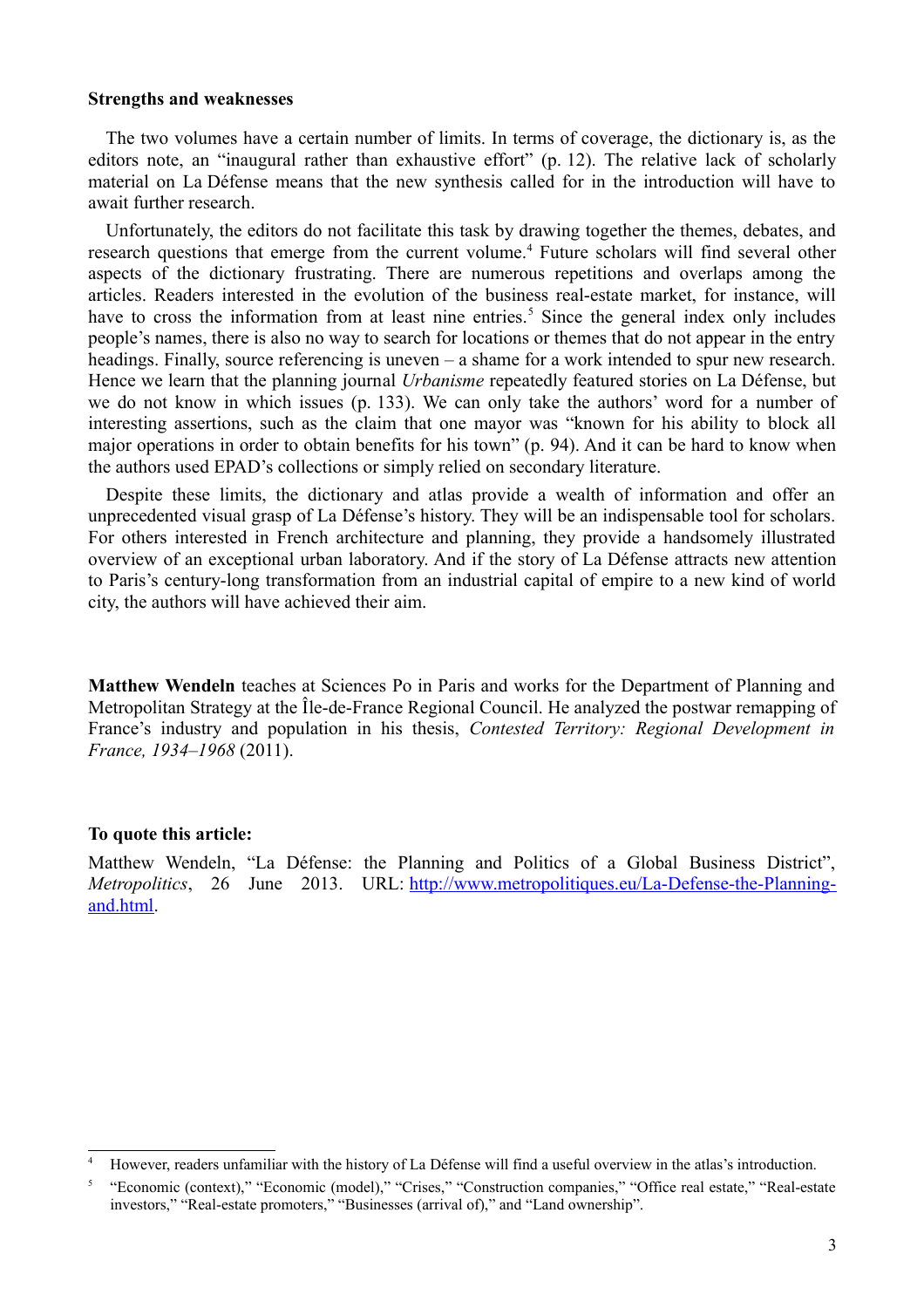**Strengths and weaknesses**

The two volumes have a certain number of limits. In terms of coverage, the dictionary is, as the editors note, an "inaugural rather than exhaustive effort" (p. 12). The relative lack of scholarly material on La Défense means that the new synthesis called for in the introduction will have to await further research.

Unfortunately, the editors do not facilitate this task by drawing together the themes, debates, and research questions that emerge from the current volume.[4] Future scholars will find several other aspects of the dictionary frustrating. There are numerous repetitions and overlaps among the articles. Readers interested in the evolution of the business real-estate market, for instance, will have to cross the information from at least nine entries.[5] Since the general index only includes people's names, there is also no way to search for locations or themes that do not appear in the entry headings. Finally, source referencing is uneven – a shame for a work intended to spur new research. Hence we learn that the planning journal *Urbanisme* repeatedly featured stories on La Défense, but we do not know in which issues (p. 133). We can only take the authors' word for a number of interesting assertions, such as the claim that one mayor was "known for his ability to block all major operations in order to obtain benefits for his town" (p. 94). And it can be hard to know when the authors used EPAD's collections or simply relied on secondary literature.

Despite these limits, the dictionary and atlas provide a wealth of information and offer an unprecedented visual grasp of La Défense's history. They will be an indispensable tool for scholars. For others interested in French architecture and planning, they provide a handsomely illustrated overview of an exceptional urban laboratory. And if the story of La Défense attracts new attention to Paris's century-long transformation from an industrial capital of empire to a new kind of world city, the authors will have achieved their aim.

**Matthew Wendeln** teaches at Sciences Po in Paris and works for the Department of Planning and Metropolitan Strategy at the Île-de-France Regional Council. He analyzed the postwar remapping of France's industry and population in his thesis, *Contested Territory: Regional Development in France, 1934–1968* (2011).

**To quote this article:**

Matthew Wendeln, "La Défense: the Planning and Politics of a Global Business District", *Metropolitics*, 26 June 2013. URL: [http://www.metropolitiques.eu/La-Defense-the-Planning-and.html](http://www.metropolitiques.eu/La-Defense-the-Planning-and.html).

---

[4] However, readers unfamiliar with the history of La Défense will find a useful overview in the atlas's introduction.

[5] "Economic (context)," "Economic (model)," "Crises," "Construction companies," "Office real estate," "Real-estate investors," "Real-estate promoters," "Businesses (arrival of)," and "Land ownership".